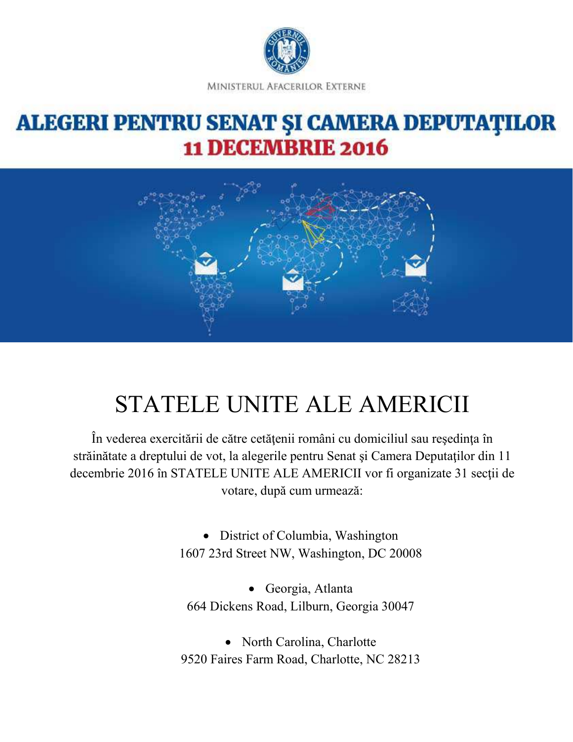MINISTERUL AFACERILOR EXTERNE

# ALEGERI PENTRU SENAT ŞI CAMERA DEPUTAŢILOR
## 11 DECEMBRIE 2016

# STATELE UNITE ALE AMERICII

În vederea exercitării de către cetăţenii români cu domiciliul sau reşedinţa în străinătate a dreptului de vot, la alegerile pentru Senat şi Camera Deputaţilor din 11 decembrie 2016 în STATELE UNITE ALE AMERICII vor fi organizate 31 secţii de votare, după cum urmează:

- District of Columbia, Washington
1607 23rd Street NW, Washington, DC 20008

- Georgia, Atlanta
664 Dickens Road, Lilburn, Georgia 30047

- North Carolina, Charlotte
9520 Faires Farm Road, Charlotte, NC 28213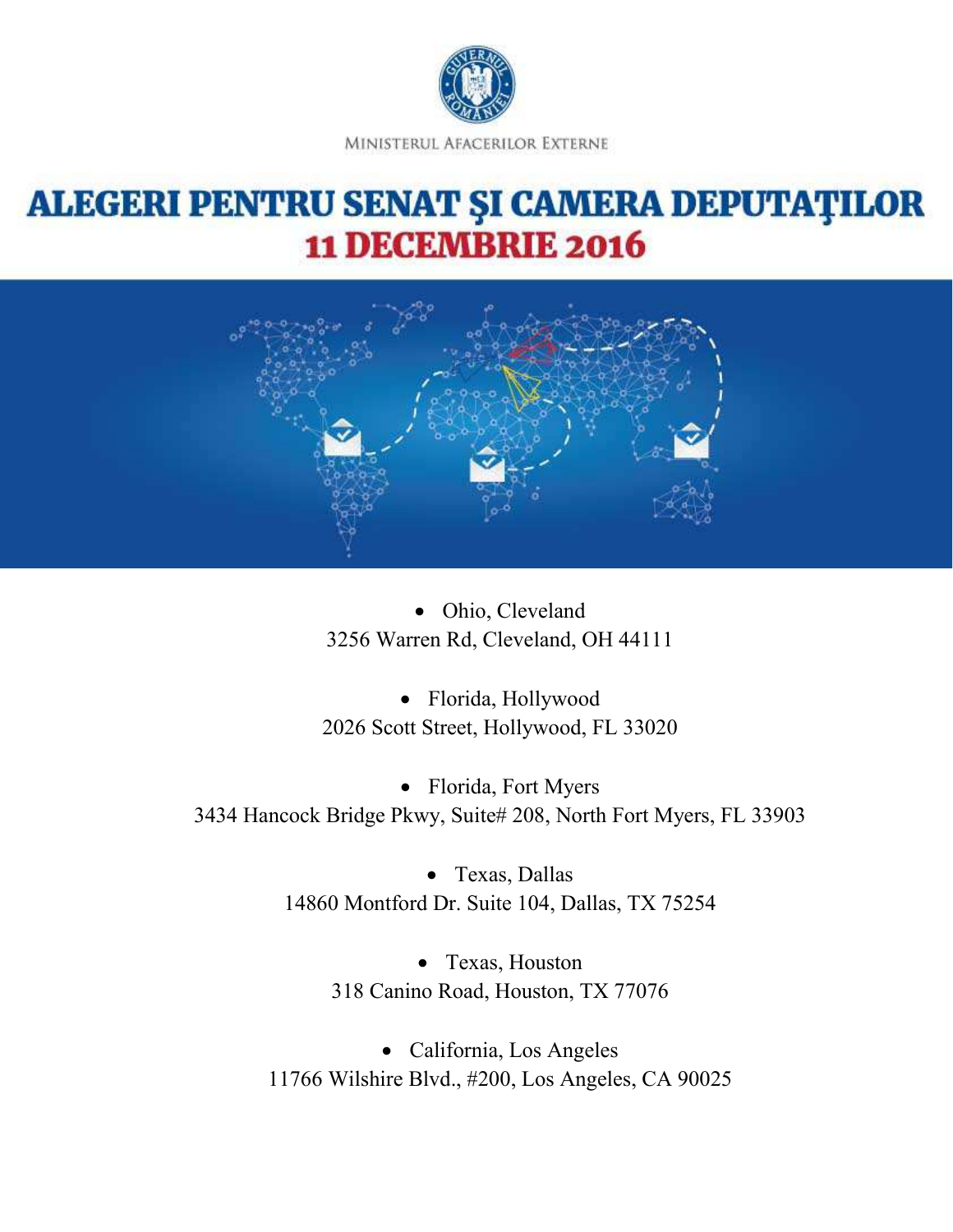MINISTERUL AFACERILOR EXTERNE

# ALEGERI PENTRU SENAT ŞI CAMERA DEPUTAŢILOR
## 11 DECEMBRIE 2016

- Ohio, Cleveland
  3256 Warren Rd, Cleveland, OH 44111

- Florida, Hollywood
  2026 Scott Street, Hollywood, FL 33020

- Florida, Fort Myers
  3434 Hancock Bridge Pkwy, Suite# 208, North Fort Myers, FL 33903

- Texas, Dallas
  14860 Montford Dr. Suite 104, Dallas, TX 75254

- Texas, Houston
  318 Canino Road, Houston, TX 77076

- California, Los Angeles
  11766 Wilshire Blvd., #200, Los Angeles, CA 90025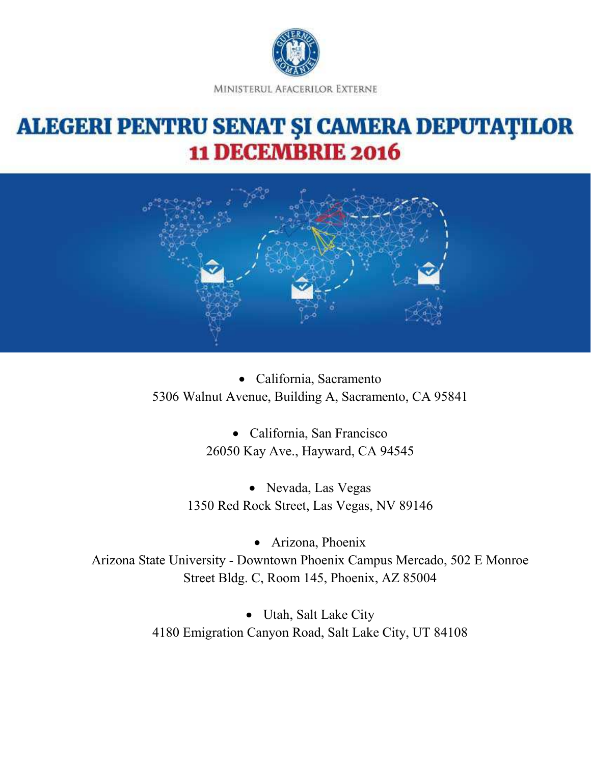MINISTERUL AFACERILOR EXTERNE

# ALEGERI PENTRU SENAT ŞI CAMERA DEPUTAŢILOR
## 11 DECEMBRIE 2016

- California, Sacramento

5306 Walnut Avenue, Building A, Sacramento, CA 95841

- California, San Francisco

26050 Kay Ave., Hayward, CA 94545

- Nevada, Las Vegas

1350 Red Rock Street, Las Vegas, NV 89146

- Arizona, Phoenix

Arizona State University - Downtown Phoenix Campus Mercado, 502 E Monroe Street Bldg. C, Room 145, Phoenix, AZ 85004

- Utah, Salt Lake City

4180 Emigration Canyon Road, Salt Lake City, UT 84108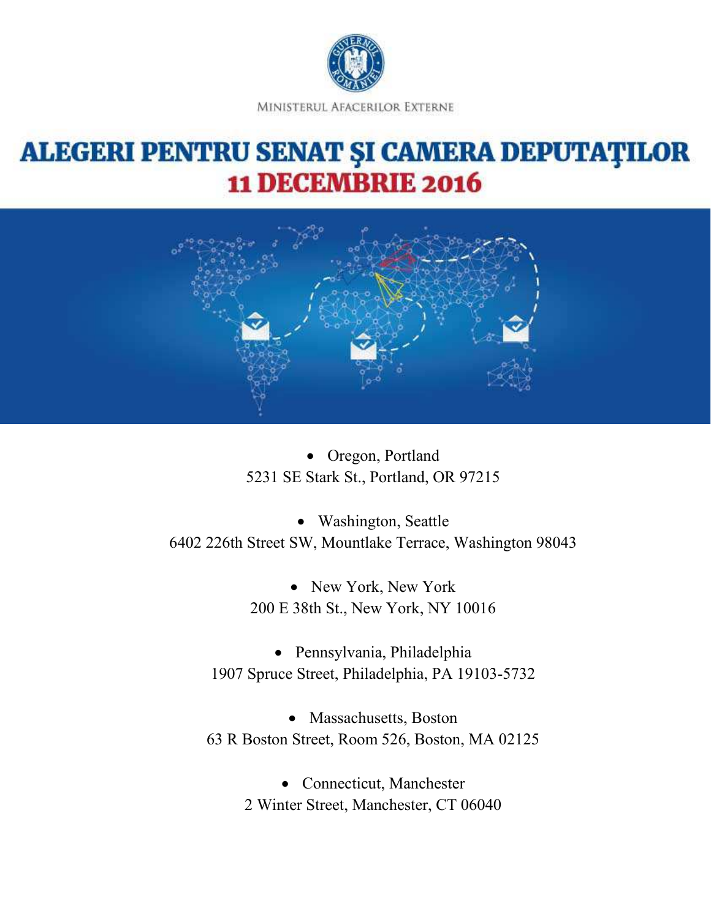MINISTERUL AFACERILOR EXTERNE

# ALEGERI PENTRU SENAT ŞI CAMERA DEPUTAŢILOR
## 11 DECEMBRIE 2016

- Oregon, Portland
  5231 SE Stark St., Portland, OR 97215

- Washington, Seattle
  6402 226th Street SW, Mountlake Terrace, Washington 98043

- New York, New York
  200 E 38th St., New York, NY 10016

- Pennsylvania, Philadelphia
  1907 Spruce Street, Philadelphia, PA 19103-5732

- Massachusetts, Boston
  63 R Boston Street, Room 526, Boston, MA 02125

- Connecticut, Manchester
  2 Winter Street, Manchester, CT 06040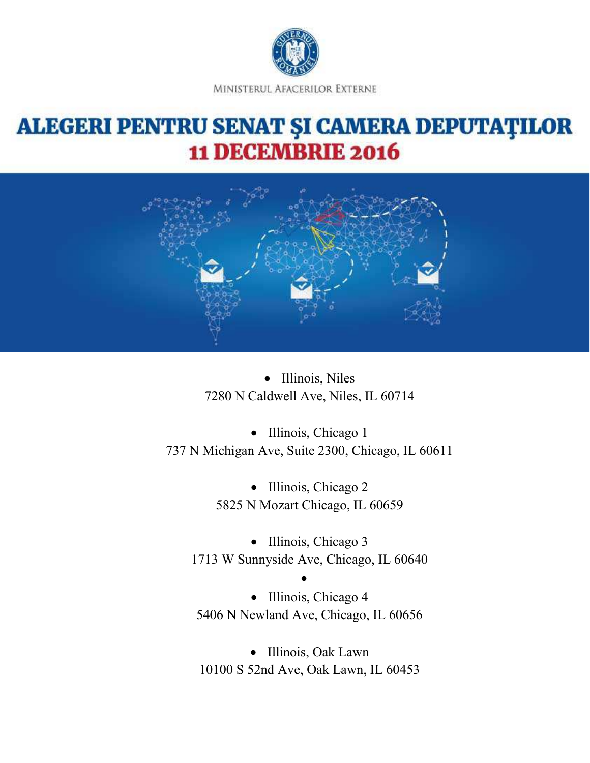MINISTERUL AFACERILOR EXTERNE

# ALEGERI PENTRU SENAT ŞI CAMERA DEPUTAŢILOR
## 11 DECEMBRIE 2016

- Illinois, Niles
7280 N Caldwell Ave, Niles, IL 60714

- Illinois, Chicago 1
737 N Michigan Ave, Suite 2300, Chicago, IL 60611

- Illinois, Chicago 2
5825 N Mozart Chicago, IL 60659

- Illinois, Chicago 3
1713 W Sunnyside Ave, Chicago, IL 60640

- Illinois, Chicago 4
5406 N Newland Ave, Chicago, IL 60656

- Illinois, Oak Lawn
10100 S 52nd Ave, Oak Lawn, IL 60453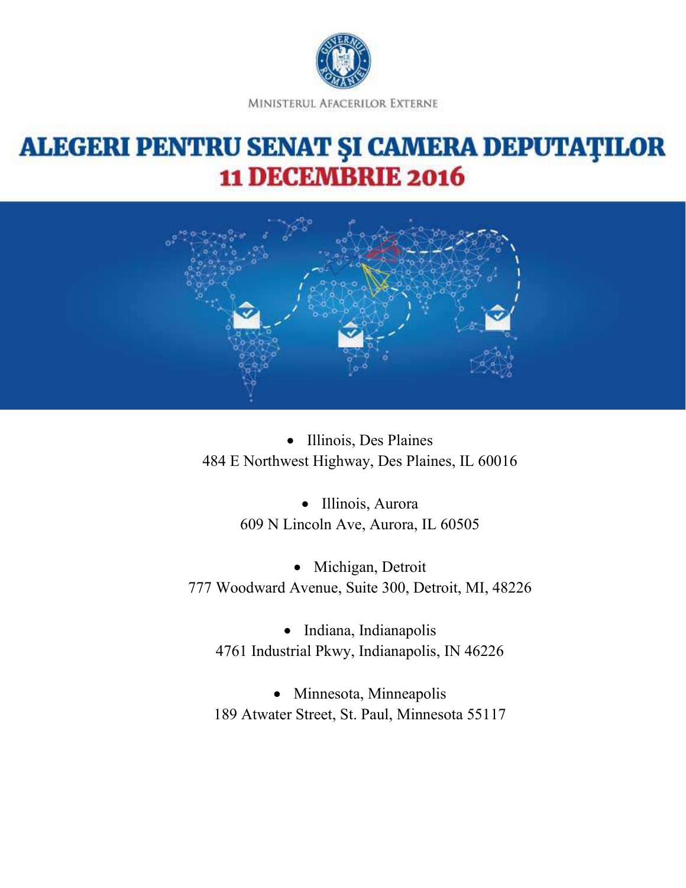MINISTERUL AFACERILOR EXTERNE

# ALEGERI PENTRU SENAT ŞI CAMERA DEPUTAŢILOR
## 11 DECEMBRIE 2016

- Illinois, Des Plaines
484 E Northwest Highway, Des Plaines, IL 60016

- Illinois, Aurora
609 N Lincoln Ave, Aurora, IL 60505

- Michigan, Detroit
777 Woodward Avenue, Suite 300, Detroit, MI, 48226

- Indiana, Indianapolis
4761 Industrial Pkwy, Indianapolis, IN 46226

- Minnesota, Minneapolis
189 Atwater Street, St. Paul, Minnesota 55117